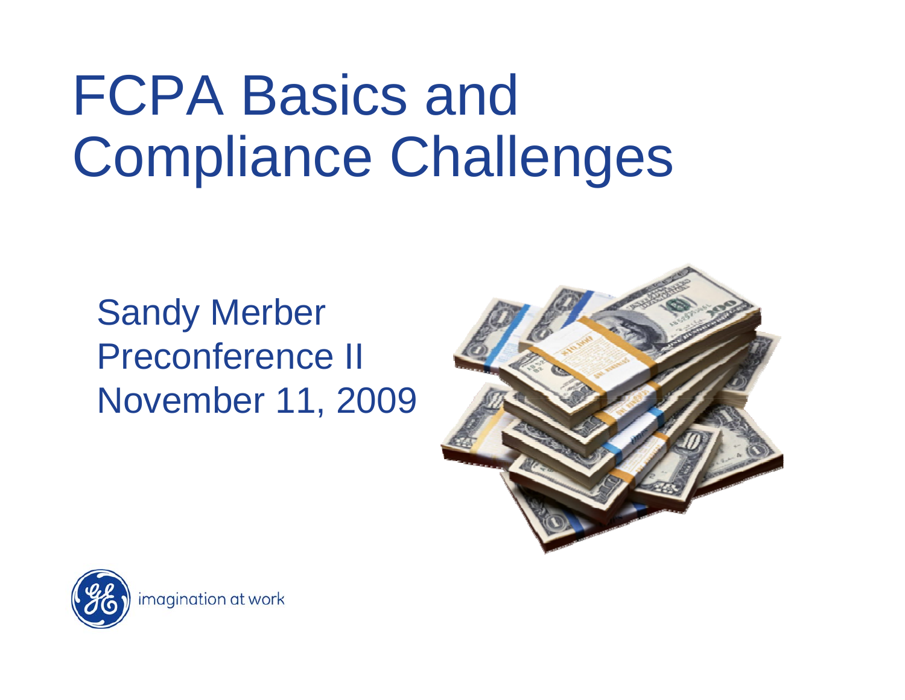# FCPA Basics and Compliance Challenges

Sandy Merber
Preconference II
November 11, 2009

imagination at work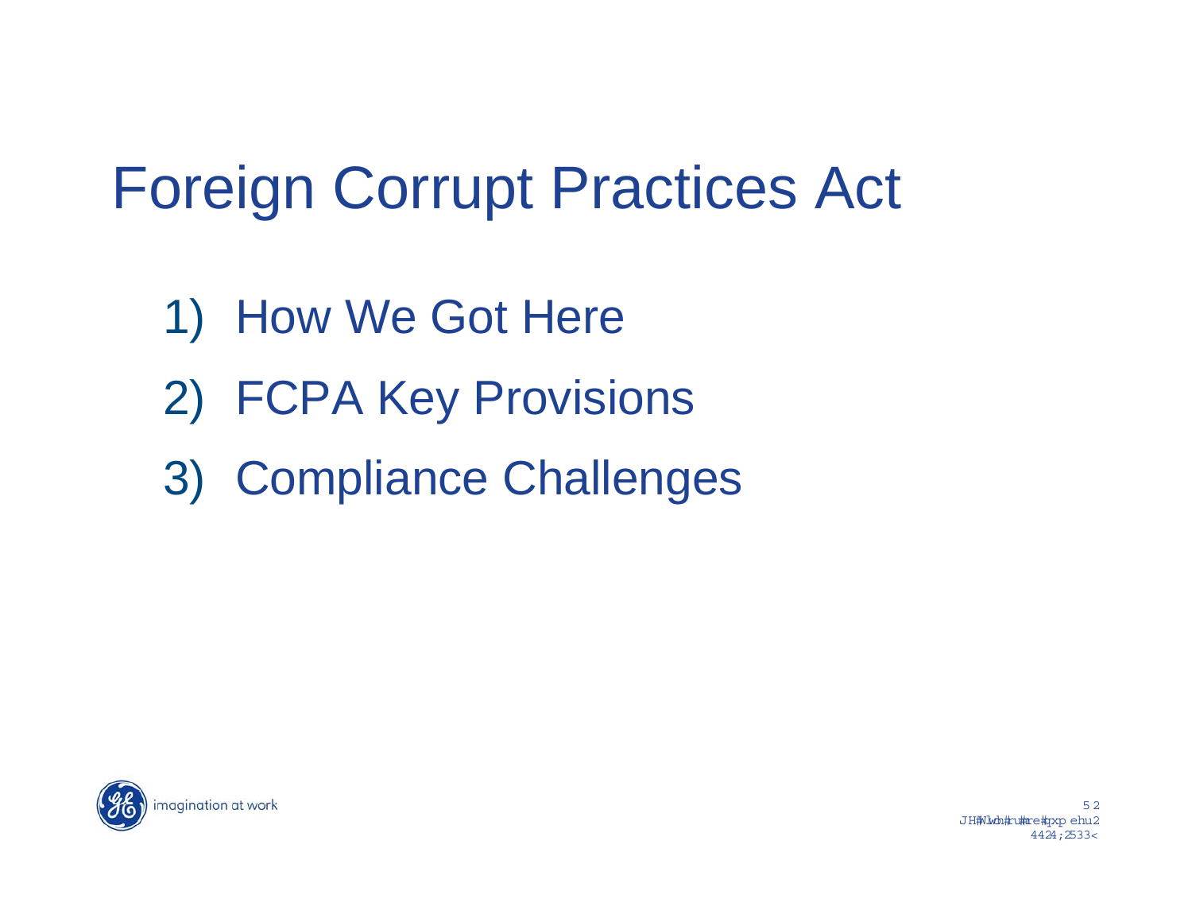# Foreign Corrupt Practices Act

1) How We Got Here
2) FCPA Key Provisions
3) Compliance Challenges

imagination at work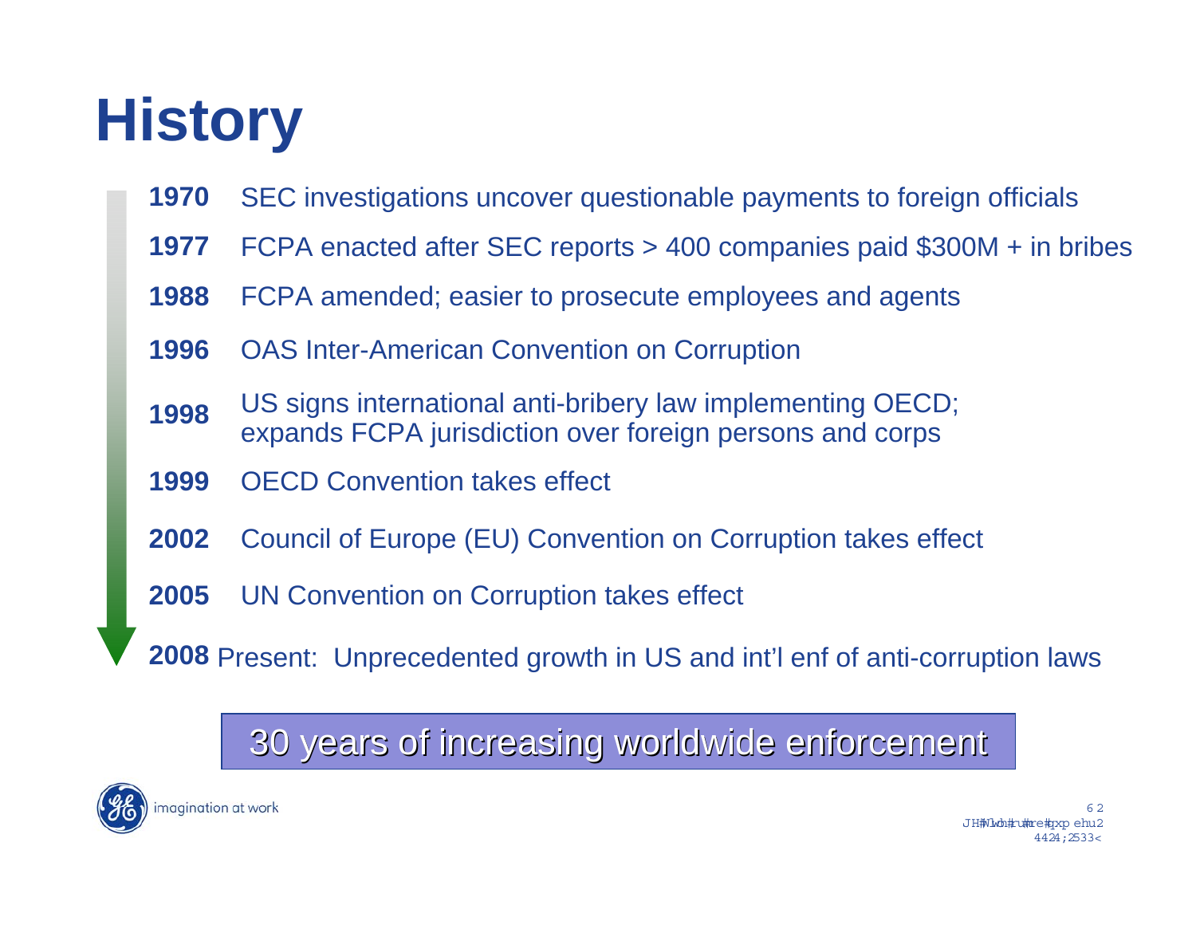# History

**1970** SEC investigations uncover questionable payments to foreign officials

**1977** FCPA enacted after SEC reports > 400 companies paid $300M + in bribes

**1988** FCPA amended; easier to prosecute employees and agents

**1996** OAS Inter-American Convention on Corruption

**1998** US signs international anti-bribery law implementing OECD; expands FCPA jurisdiction over foreign persons and corps

**1999** OECD Convention takes effect

**2002** Council of Europe (EU) Convention on Corruption takes effect

**2005** UN Convention on Corruption takes effect

**2008** Present: Unprecedented growth in US and int'l enf of anti-corruption laws

30 years of increasing worldwide enforcement

imagination at work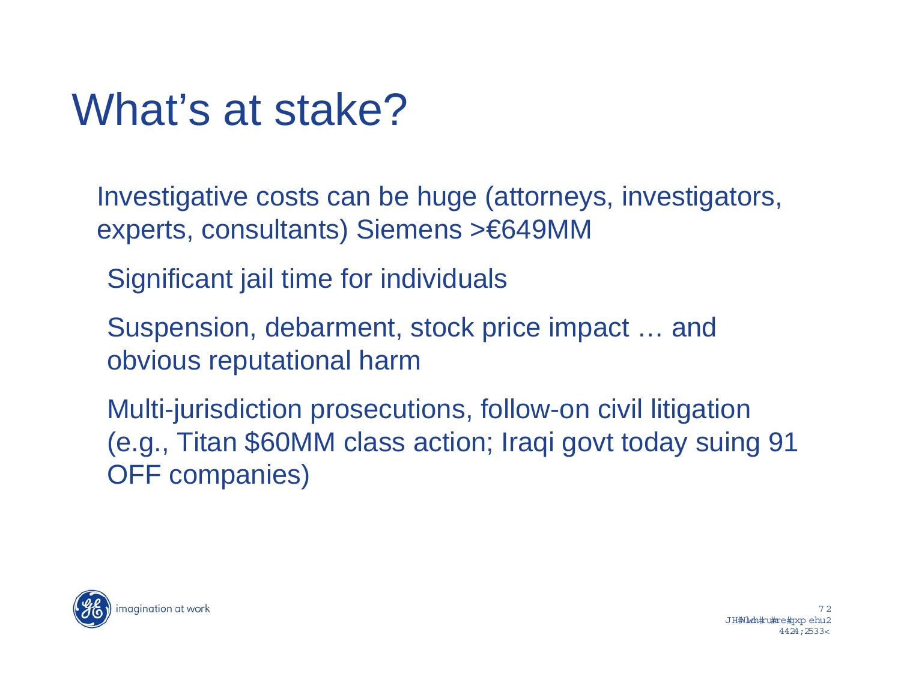# What's at stake?

- Investigative costs can be huge (attorneys, investigators, experts, consultants) Siemens >€649MM
- Significant jail time for individuals
- Suspension, debarment, stock price impact … and obvious reputational harm
- Multi-jurisdiction prosecutions, follow-on civil litigation (e.g., Titan $60MM class action; Iraqi govt today suing 91 OFF companies)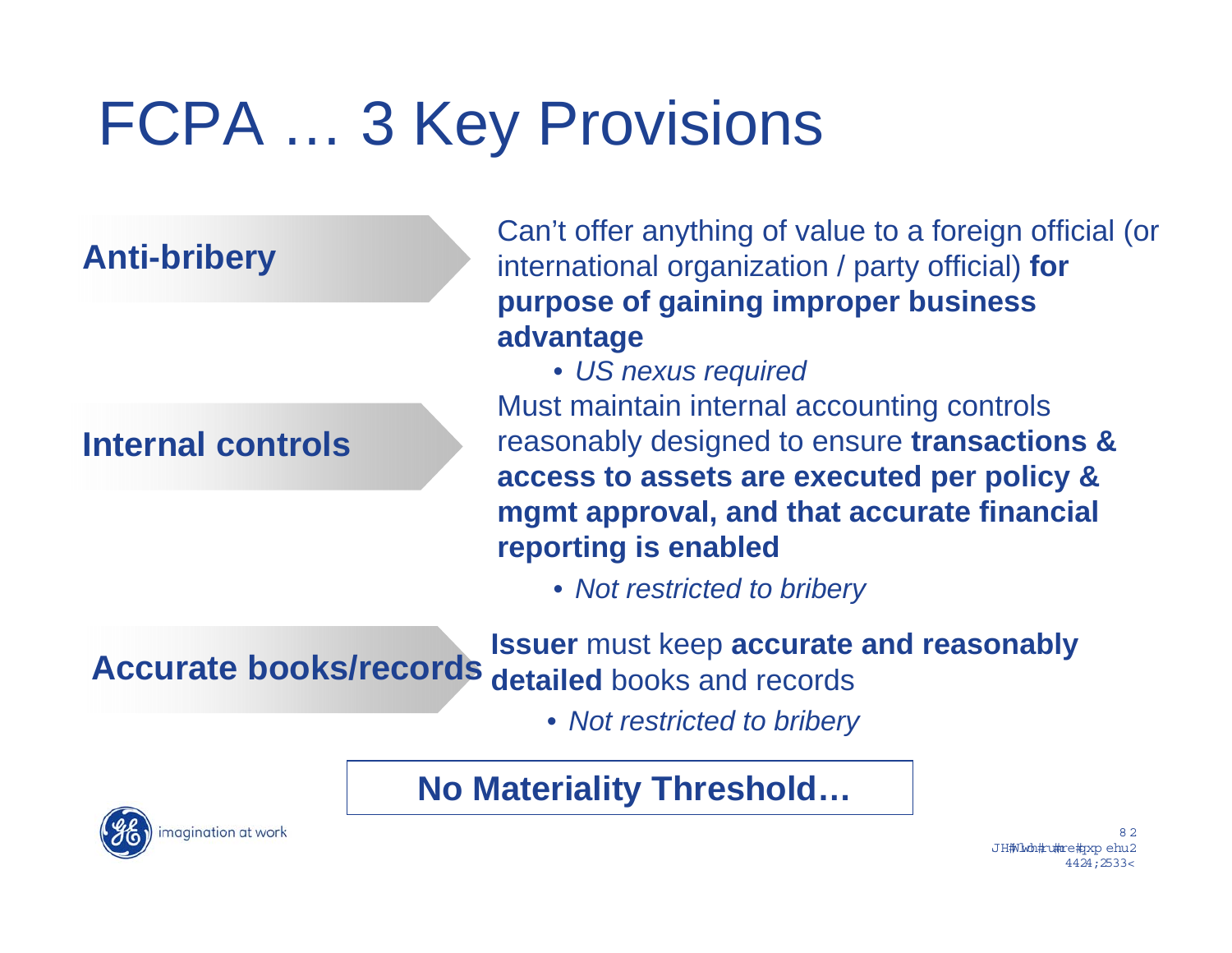# FCPA … 3 Key Provisions

**Anti-bribery**

Can't offer anything of value to a foreign official (or international organization / party official) **for purpose of gaining improper business advantage**

- *US nexus required*

**Internal controls**

Must maintain internal accounting controls reasonably designed to ensure **transactions & access to assets are executed per policy & mgmt approval, and that accurate financial reporting is enabled**

- *Not restricted to bribery*

**Accurate books/records**

**Issuer** must keep **accurate and reasonably detailed** books and records

- *Not restricted to bribery*

**No Materiality Threshold…**

imagination at work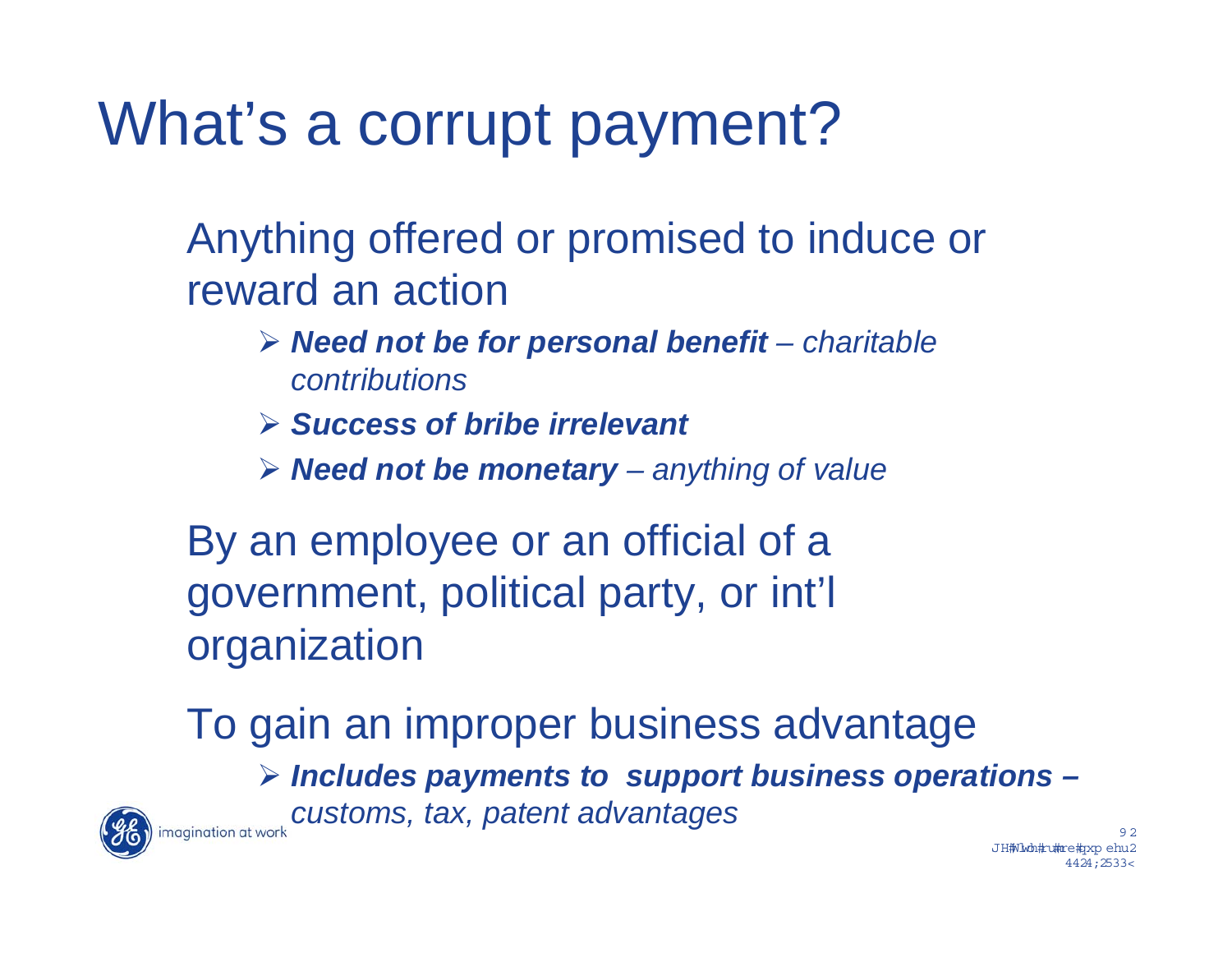# What's a corrupt payment?

Anything offered or promised to induce or reward an action

- ***Need not be for personal benefit*** *– charitable contributions*
- ***Success of bribe irrelevant***
- ***Need not be monetary*** *– anything of value*

By an employee or an official of a government, political party, or int'l organization

To gain an improper business advantage

- ***Includes payments to support business operations –*** *customs, tax, patent advantages*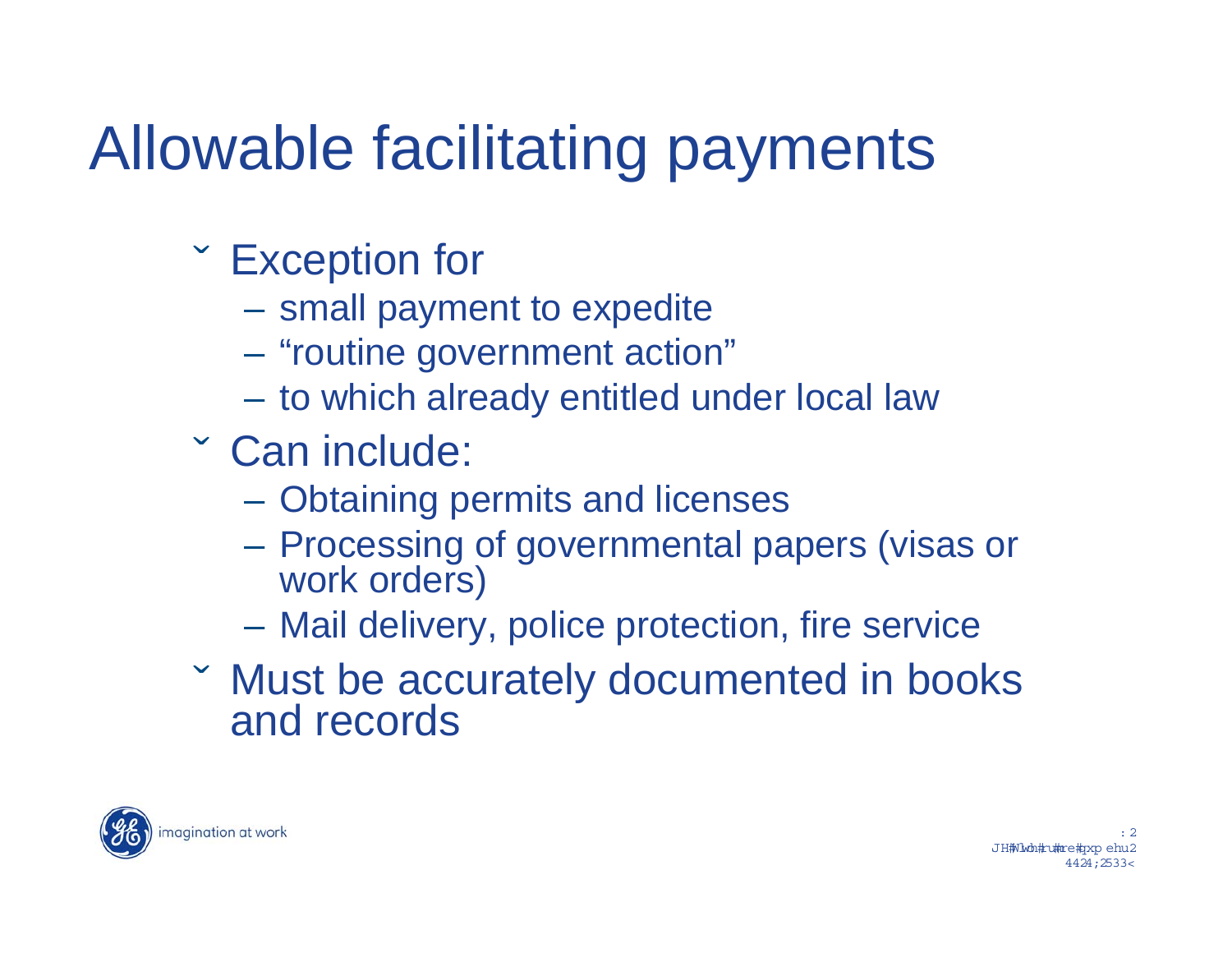# Allowable facilitating payments

- Exception for
  - small payment to expedite
  - “routine government action”
  - to which already entitled under local law
- Can include:
  - Obtaining permits and licenses
  - Processing of governmental papers (visas or work orders)
  - Mail delivery, police protection, fire service
- Must be accurately documented in books and records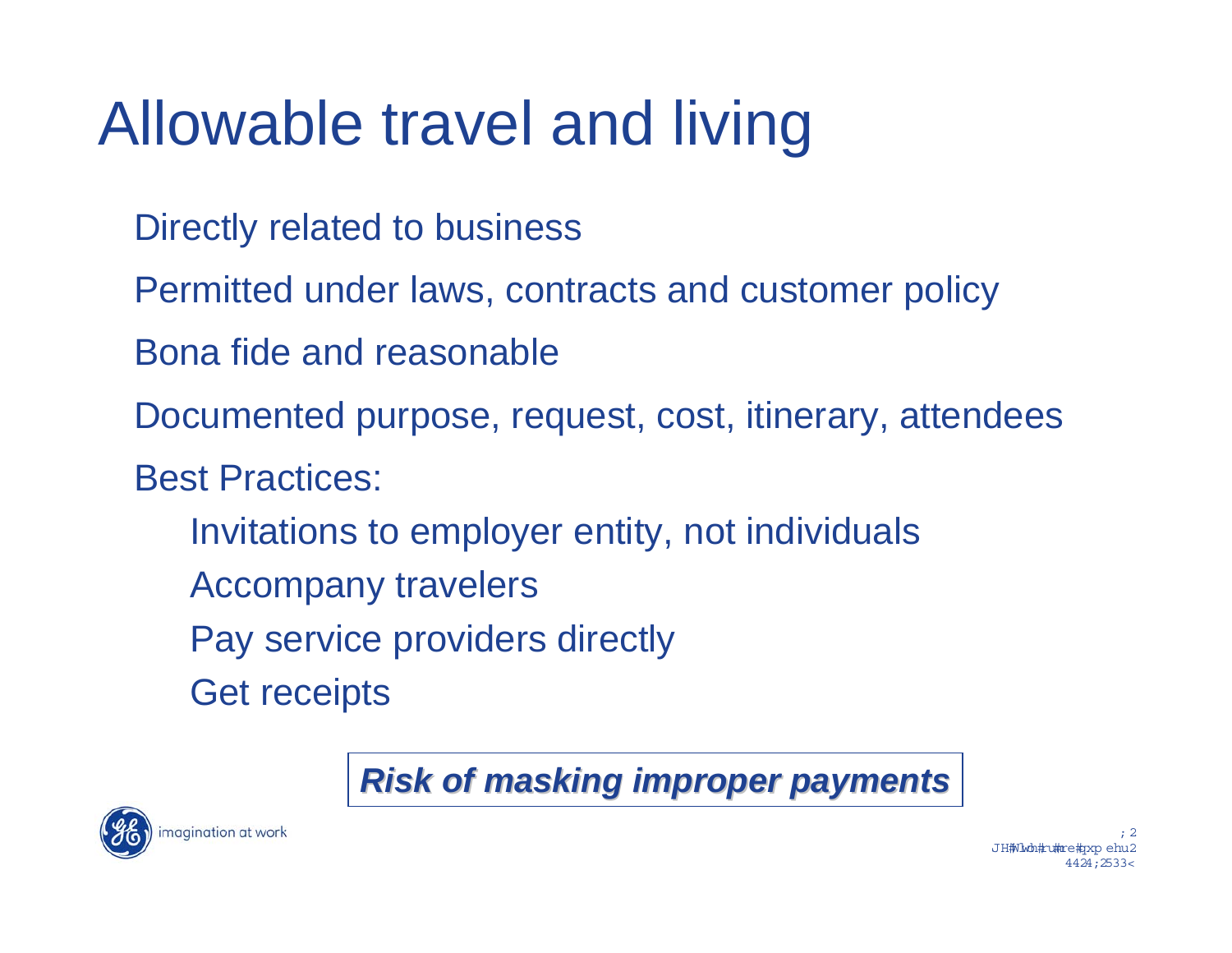# Allowable travel and living

- Directly related to business
- Permitted under laws, contracts and customer policy
- Bona fide and reasonable
- Documented purpose, request, cost, itinerary, attendees
- Best Practices:
  - Invitations to employer entity, not individuals
  - Accompany travelers
  - Pay service providers directly
  - Get receipts

***Risk of masking improper payments***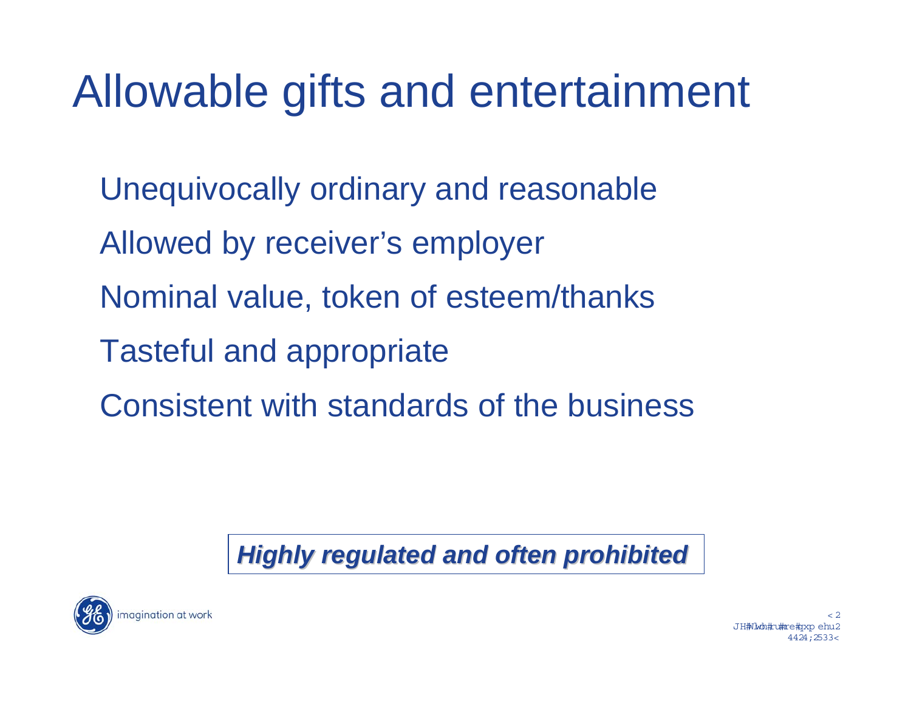# Allowable gifts and entertainment

- Unequivocally ordinary and reasonable
- Allowed by receiver's employer
- Nominal value, token of esteem/thanks
- Tasteful and appropriate
- Consistent with standards of the business

***Highly regulated and often prohibited***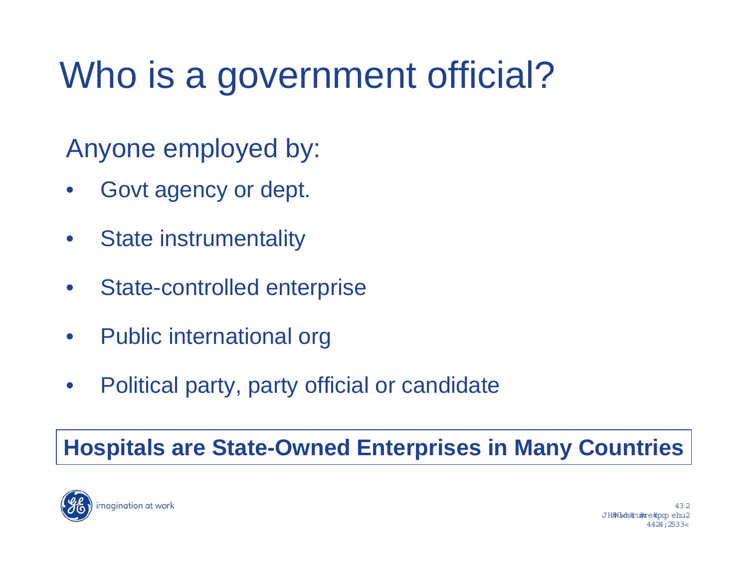# Who is a government official?

Anyone employed by:

- Govt agency or dept.
- State instrumentality
- State-controlled enterprise
- Public international org
- Political party, party official or candidate

**Hospitals are State-Owned Enterprises in Many Countries**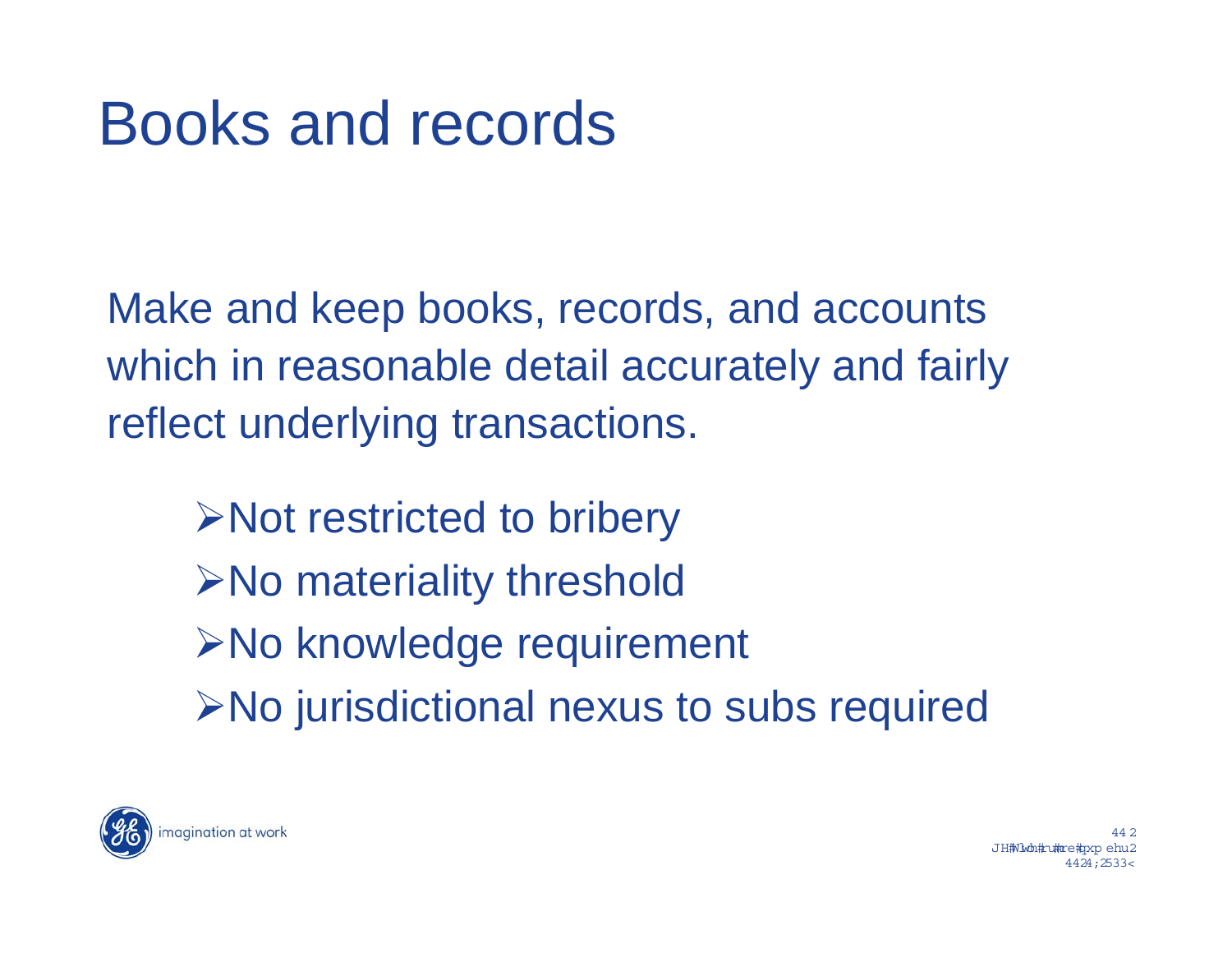# Books and records

Make and keep books, records, and accounts which in reasonable detail accurately and fairly reflect underlying transactions.

- Not restricted to bribery
- No materiality threshold
- No knowledge requirement
- No jurisdictional nexus to subs required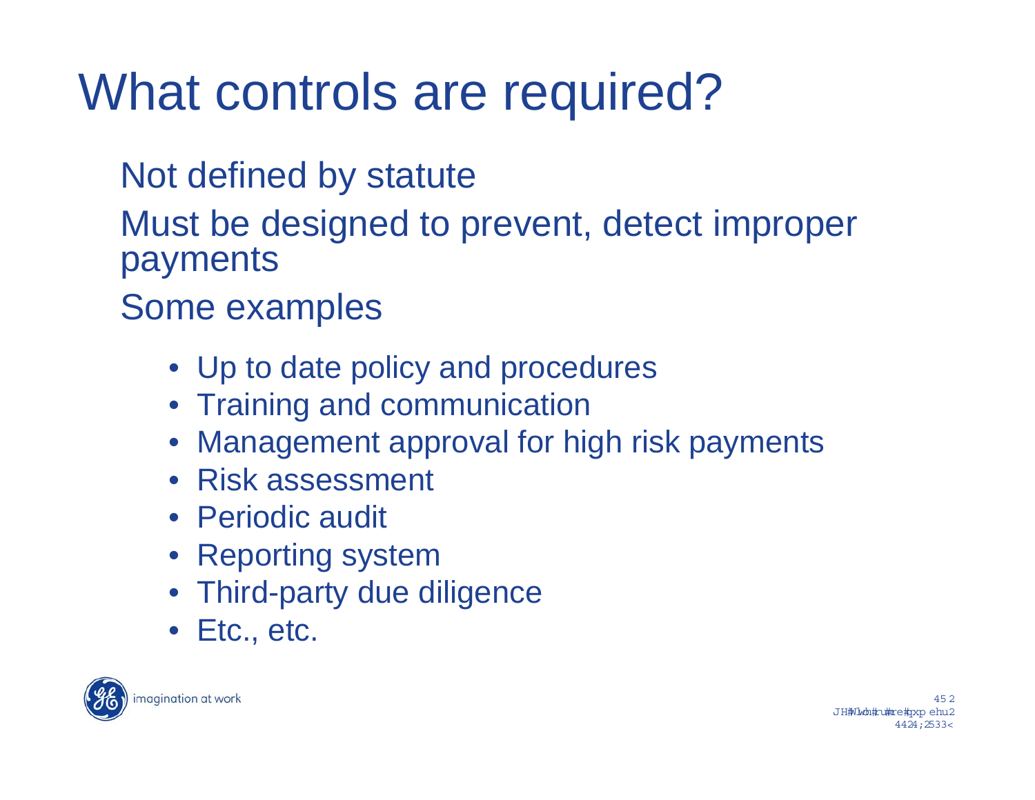# What controls are required?

Not defined by statute

Must be designed to prevent, detect improper payments

Some examples

- Up to date policy and procedures
- Training and communication
- Management approval for high risk payments
- Risk assessment
- Periodic audit
- Reporting system
- Third-party due diligence
- Etc., etc.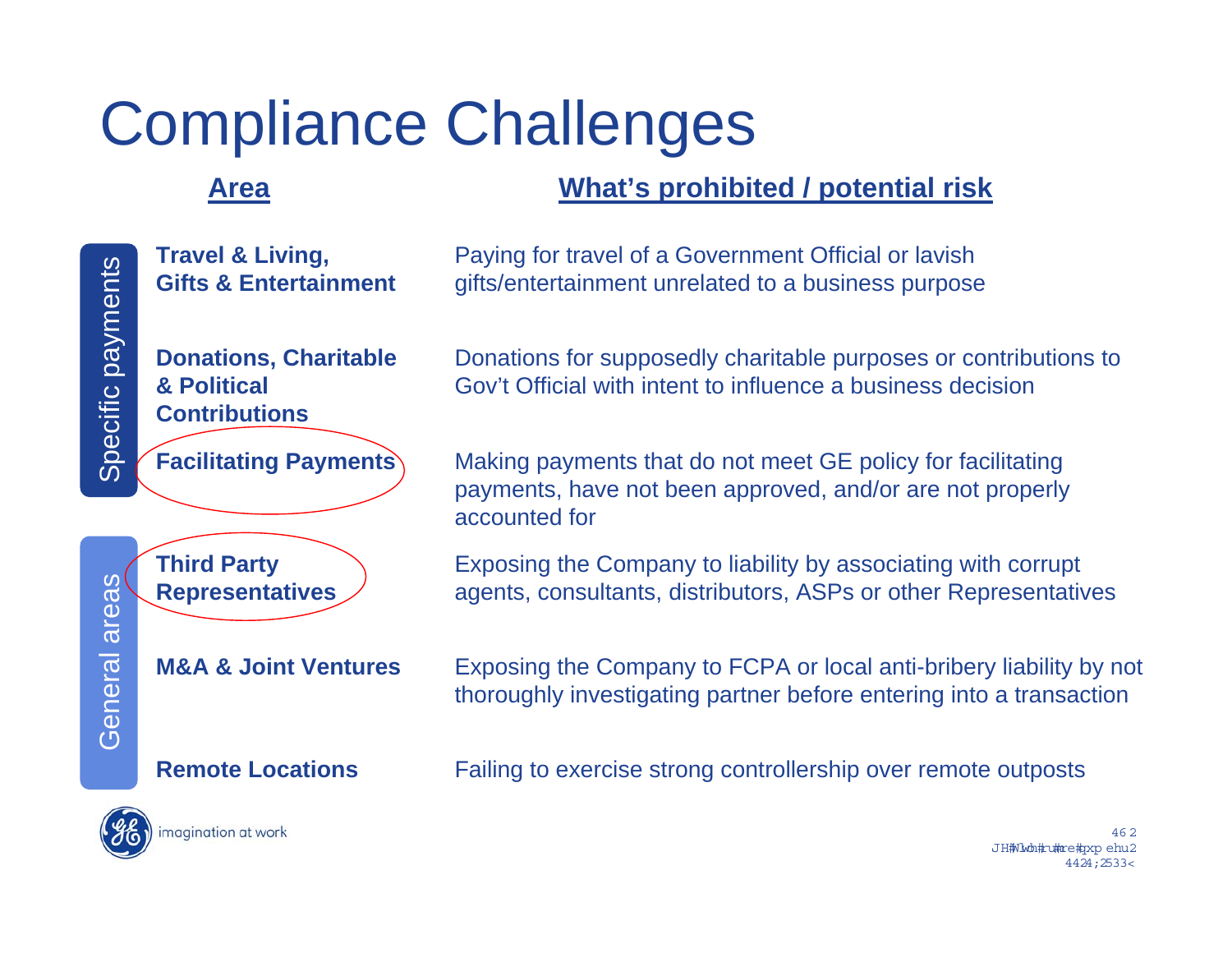# Compliance Challenges

| | Area | What's prohibited / potential risk |
|---|---|---|
| Specific payments | **Travel & Living, Gifts & Entertainment** | Paying for travel of a Government Official or lavish gifts/entertainment unrelated to a business purpose |
| | **Donations, Charitable & Political Contributions** | Donations for supposedly charitable purposes or contributions to Gov't Official with intent to influence a business decision |
| | **Facilitating Payments** | Making payments that do not meet GE policy for facilitating payments, have not been approved, and/or are not properly accounted for |
| General areas | **Third Party Representatives** | Exposing the Company to liability by associating with corrupt agents, consultants, distributors, ASPs or other Representatives |
| | **M&A & Joint Ventures** | Exposing the Company to FCPA or local anti-bribery liability by not thoroughly investigating partner before entering into a transaction |
| | **Remote Locations** | Failing to exercise strong controllership over remote outposts |

imagination at work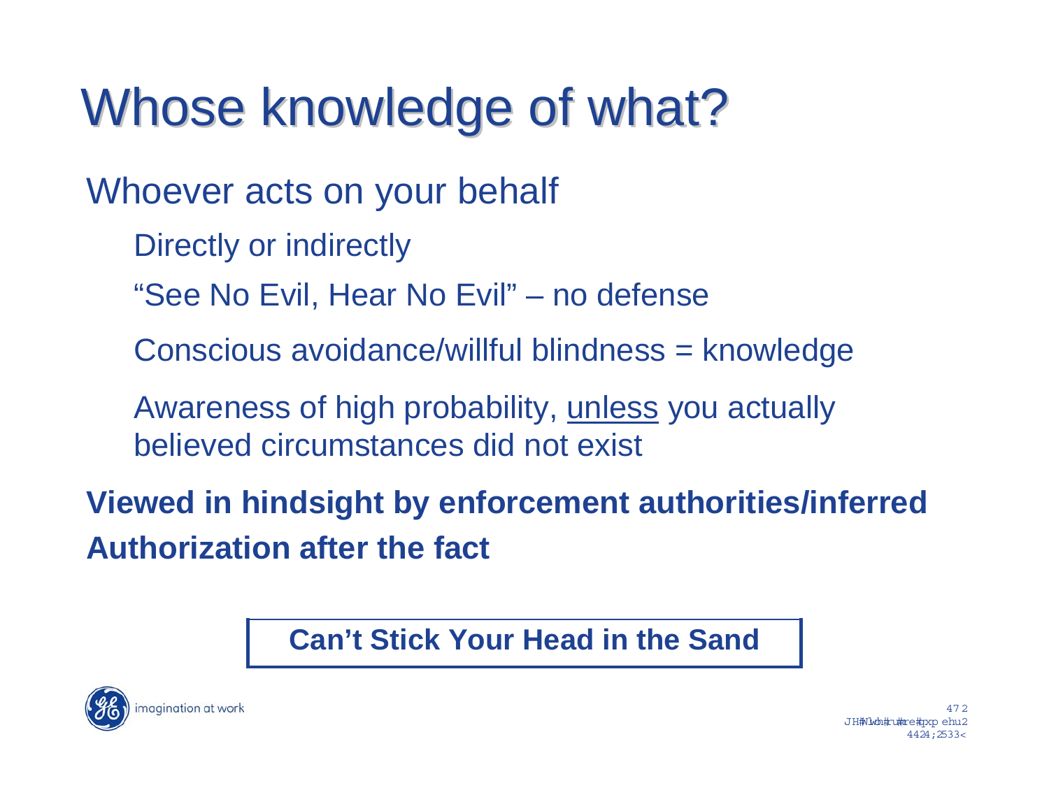# Whose knowledge of what?

Whoever acts on your behalf

- Directly or indirectly
- "See No Evil, Hear No Evil" – no defense
- Conscious avoidance/willful blindness = knowledge
- Awareness of high probability, <u>unless</u> you actually believed circumstances did not exist

**Viewed in hindsight by enforcement authorities/inferred**

**Authorization after the fact**

**Can't Stick Your Head in the Sand**

imagination at work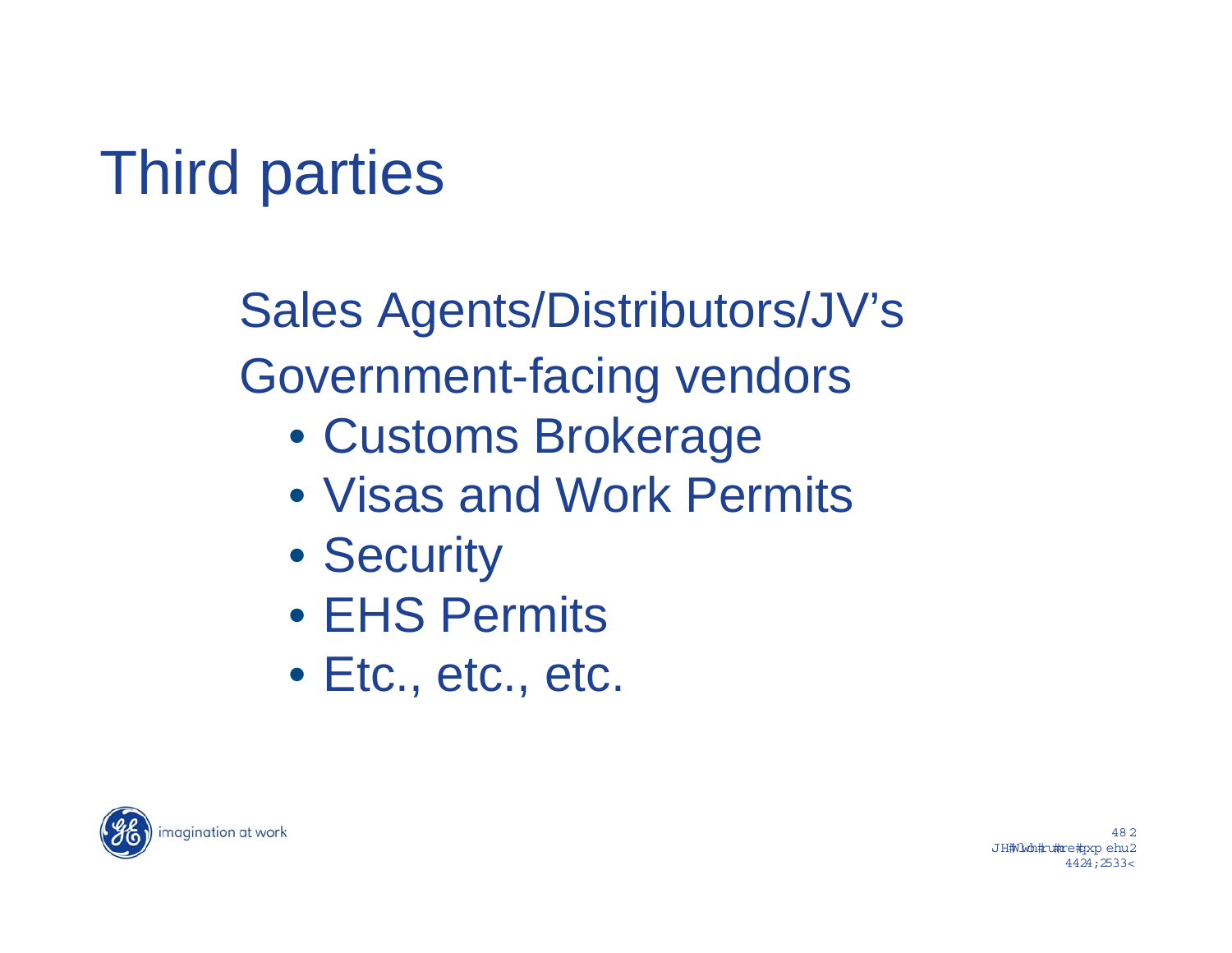# Third parties

Sales Agents/Distributors/JV's

Government-facing vendors

- Customs Brokerage
- Visas and Work Permits
- Security
- EHS Permits
- Etc., etc., etc.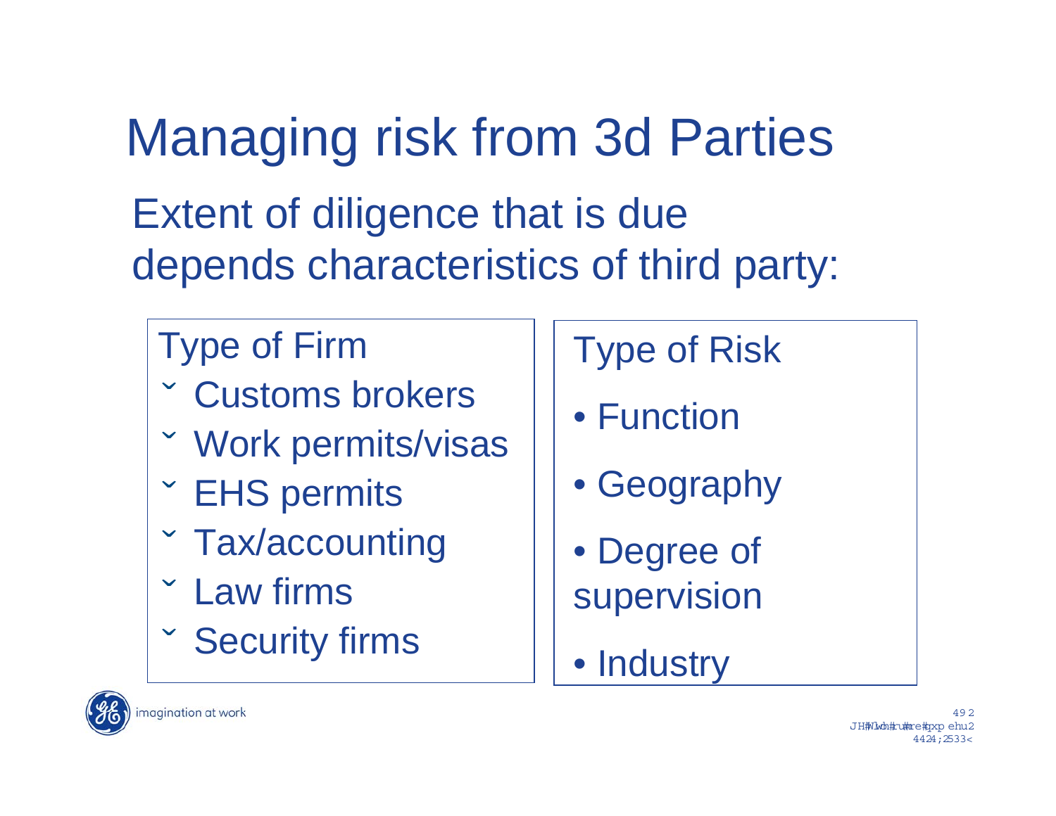# Managing risk from 3d Parties

## Extent of diligence that is due depends characteristics of third party:

### Type of Firm

- Customs brokers
- Work permits/visas
- EHS permits
- Tax/accounting
- Law firms
- Security firms

### Type of Risk

- Function
- Geography
- Degree of supervision
- Industry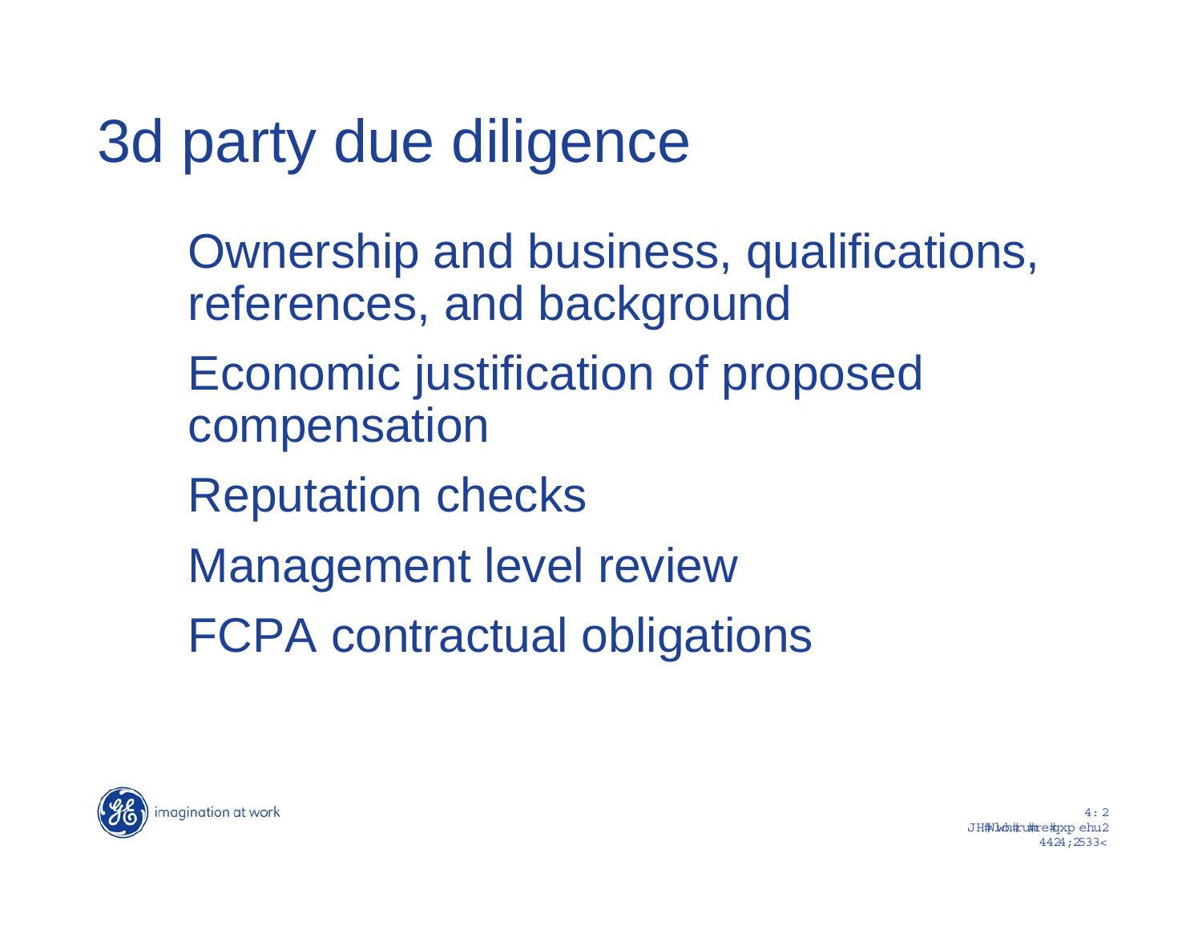# 3d party due diligence

- Ownership and business, qualifications, references, and background
- Economic justification of proposed compensation
- Reputation checks
- Management level review
- FCPA contractual obligations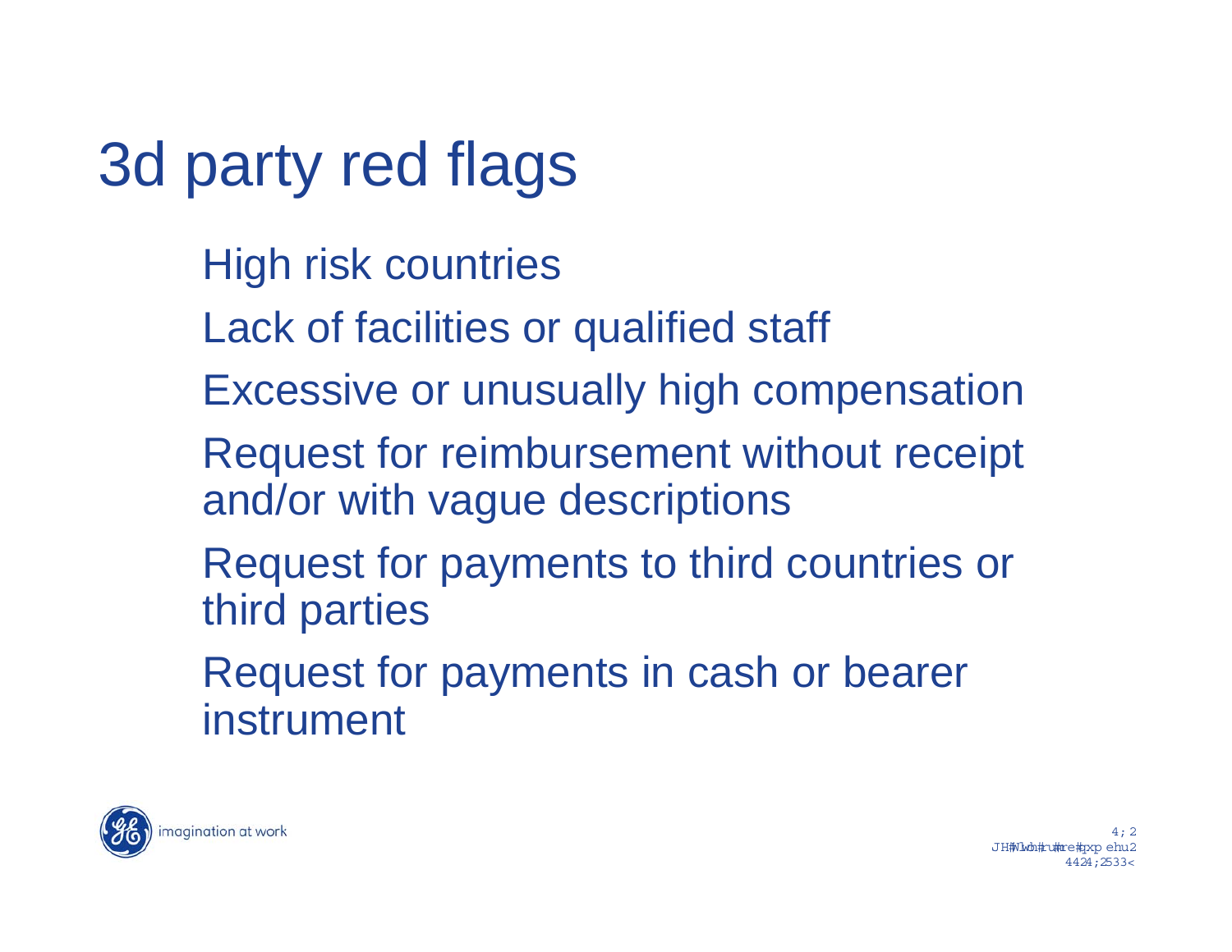# 3d party red flags

- High risk countries
- Lack of facilities or qualified staff
- Excessive or unusually high compensation
- Request for reimbursement without receipt and/or with vague descriptions
- Request for payments to third countries or third parties
- Request for payments in cash or bearer instrument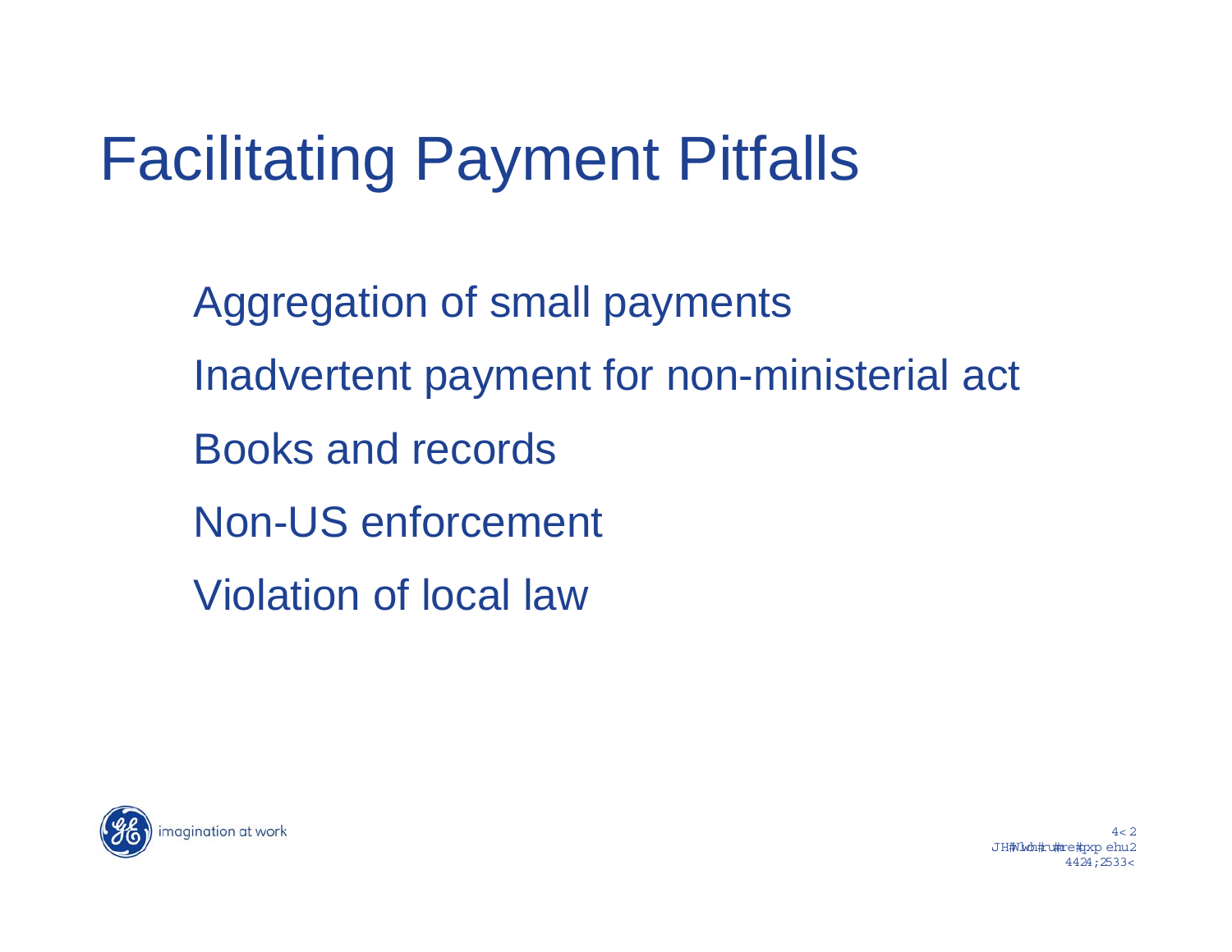# Facilitating Payment Pitfalls

Aggregation of small payments

Inadvertent payment for non-ministerial act

Books and records

Non-US enforcement

Violation of local law